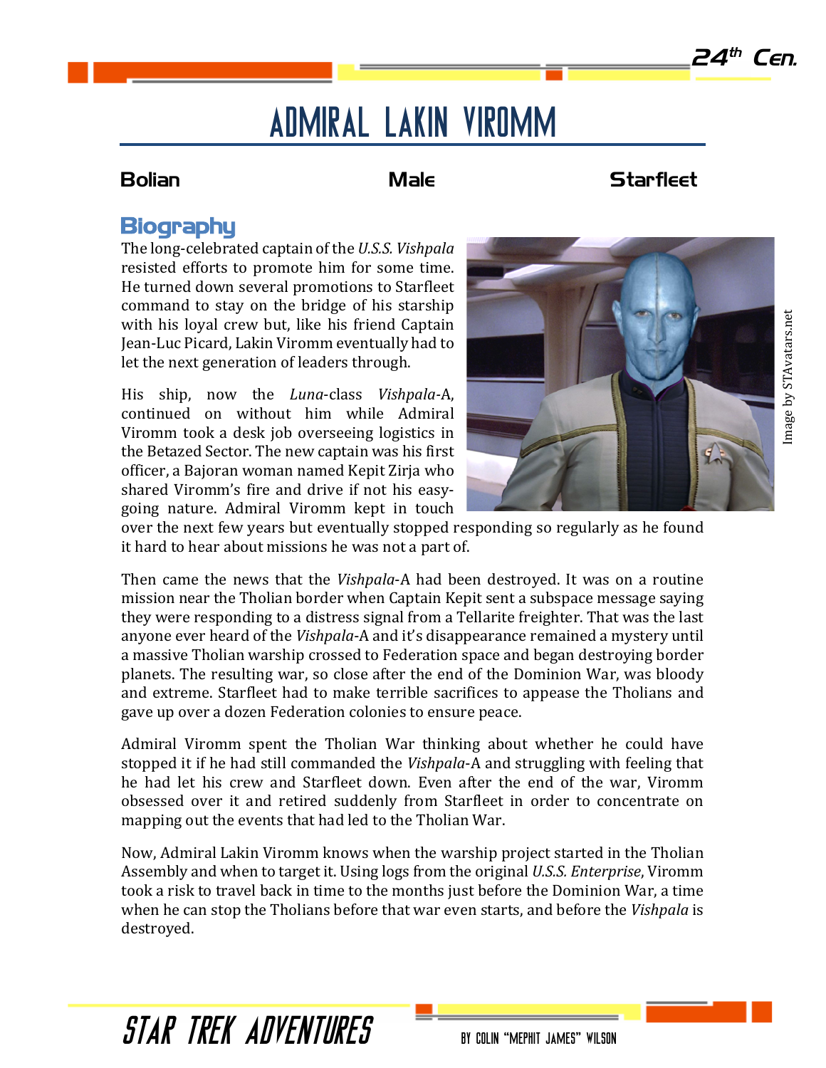# Admiral Lakin Viromm

**Bolian** **Male** **Starfleet**

## Biography

The long-celebrated captain of the *U.S.S. Vishpala* resisted efforts to promote him for some time. He turned down several promotions to Starfleet command to stay on the bridge of his starship with his loyal crew but, like his friend Captain Jean-Luc Picard, Lakin Viromm eventually had to let the next generation of leaders through.

His ship, now the *Luna*-class *Vishpala*-A, continued on without him while Admiral Viromm took a desk job overseeing logistics in the Betazed Sector. The new captain was his first officer, a Bajoran woman named Kepit Zirja who shared Viromm's fire and drive if not his easy-going nature. Admiral Viromm kept in touch over the next few years but eventually stopped responding so regularly as he found it hard to hear about missions he was not a part of.

Image by STAvatars.net

Then came the news that the *Vishpala*-A had been destroyed. It was on a routine mission near the Tholian border when Captain Kepit sent a subspace message saying they were responding to a distress signal from a Tellarite freighter. That was the last anyone ever heard of the *Vishpala*-A and it's disappearance remained a mystery until a massive Tholian warship crossed to Federation space and began destroying border planets. The resulting war, so close after the end of the Dominion War, was bloody and extreme. Starfleet had to make terrible sacrifices to appease the Tholians and gave up over a dozen Federation colonies to ensure peace.

Admiral Viromm spent the Tholian War thinking about whether he could have stopped it if he had still commanded the *Vishpala*-A and struggling with feeling that he had let his crew and Starfleet down. Even after the end of the war, Viromm obsessed over it and retired suddenly from Starfleet in order to concentrate on mapping out the events that had led to the Tholian War.

Now, Admiral Lakin Viromm knows when the warship project started in the Tholian Assembly and when to target it. Using logs from the original *U.S.S. Enterprise*, Viromm took a risk to travel back in time to the months just before the Dominion War, a time when he can stop the Tholians before that war even starts, and before the *Vishpala* is destroyed.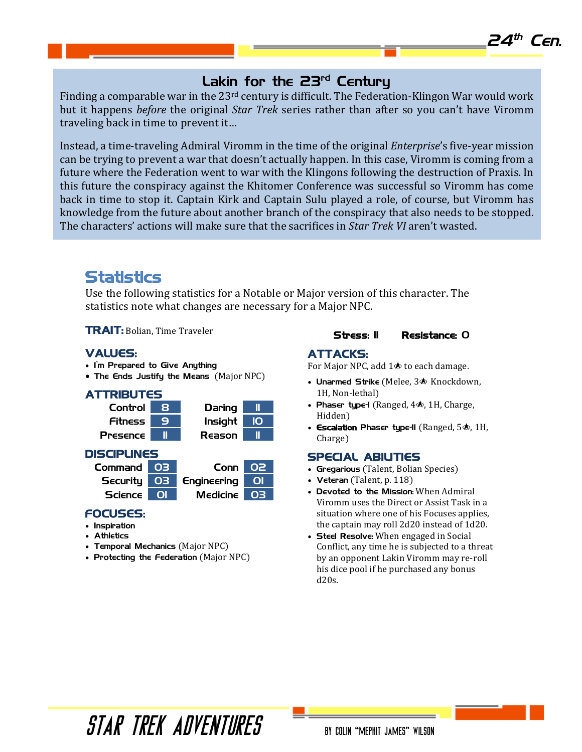## Lakin for the 23[rd] Century

Finding a comparable war in the 23[rd] century is difficult. The Federation-Klingon War would work but it happens *before* the original *Star Trek* series rather than after so you can't have Viromm traveling back in time to prevent it…

Instead, a time-traveling Admiral Viromm in the time of the original *Enterprise*'s five-year mission can be trying to prevent a war that doesn't actually happen. In this case, Viromm is coming from a future where the Federation went to war with the Klingons following the destruction of Praxis. In this future the conspiracy against the Khitomer Conference was successful so Viromm has come back in time to stop it. Captain Kirk and Captain Sulu played a role, of course, but Viromm has knowledge from the future about another branch of the conspiracy that also needs to be stopped. The characters' actions will make sure that the sacrifices in *Star Trek VI* aren't wasted.

## Statistics

Use the following statistics for a Notable or Major version of this character. The statistics note what changes are necessary for a Major NPC.

**TRAIT:** Bolian, Time Traveler

### VALUES:

- **I'm Prepared to Give Anything**
- **The Ends Justify the Means** (Major NPC)

### ATTRIBUTES

| | | | |
|---|---|---|---|
| Control | 8 | Daring | 11 |
| Fitness | 9 | Insight | 10 |
| Presence | 11 | Reason | 11 |

### DISCIPLINES

| | | | |
|---|---|---|---|
| Command | 03 | Conn | 02 |
| Security | 03 | Engineering | 01 |
| Science | 01 | Medicine | 03 |

### FOCUSES:

- **Inspiration**
- **Athletics**
- **Temporal Mechanics** (Major NPC)
- **Protecting the Federation** (Major NPC)

**Stress:** 11 **Resistance:** 0

### ATTACKS:

For Major NPC, add 1▲ to each damage.

- **Unarmed Strike** (Melee, 3▲ Knockdown, 1H, Non-lethal)
- **Phaser type-I** (Ranged, 4▲, 1H, Charge, Hidden)
- **Escalation Phaser type-II** (Ranged, 5▲, 1H, Charge)

### SPECIAL ABILITIES

- **Gregarious** (Talent, Bolian Species)
- **Veteran** (Talent, p. 118)
- **Devoted to the Mission:** When Admiral Viromm uses the Direct or Assist Task in a situation where one of his Focuses applies, the captain may roll 2d20 instead of 1d20.
- **Steel Resolve:** When engaged in Social Conflict, any time he is subjected to a threat by an opponent Lakin Viromm may re-roll his dice pool if he purchased any bonus d20s.